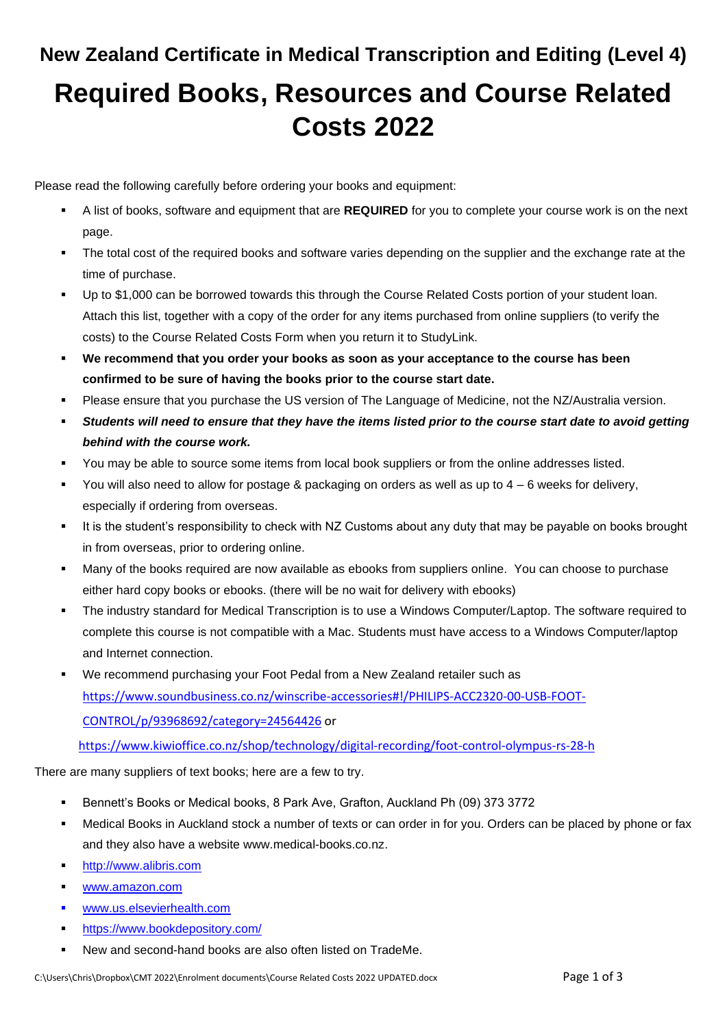# New Zealand Certificate in Medical Transcription and Editing (Level 4)

# Required Books, Resources and Course Related Costs 2022

Please read the following carefully before ordering your books and equipment:

- A list of books, software and equipment that are **REQUIRED** for you to complete your course work is on the next page.
- The total cost of the required books and software varies depending on the supplier and the exchange rate at the time of purchase.
- Up to $1,000 can be borrowed towards this through the Course Related Costs portion of your student loan. Attach this list, together with a copy of the order for any items purchased from online suppliers (to verify the costs) to the Course Related Costs Form when you return it to StudyLink.
- **We recommend that you order your books as soon as your acceptance to the course has been confirmed to be sure of having the books prior to the course start date.**
- Please ensure that you purchase the US version of The Language of Medicine, not the NZ/Australia version.
- ***Students will need to ensure that they have the items listed prior to the course start date to avoid getting behind with the course work.***
- You may be able to source some items from local book suppliers or from the online addresses listed.
- You will also need to allow for postage & packaging on orders as well as up to 4 – 6 weeks for delivery, especially if ordering from overseas.
- It is the student's responsibility to check with NZ Customs about any duty that may be payable on books brought in from overseas, prior to ordering online.
- Many of the books required are now available as ebooks from suppliers online. You can choose to purchase either hard copy books or ebooks. (there will be no wait for delivery with ebooks)
- The industry standard for Medical Transcription is to use a Windows Computer/Laptop. The software required to complete this course is not compatible with a Mac. Students must have access to a Windows Computer/laptop and Internet connection.
- We recommend purchasing your Foot Pedal from a New Zealand retailer such as https://www.soundbusiness.co.nz/winscribe-accessories#!/PHILIPS-ACC2320-00-USB-FOOT-CONTROL/p/93968692/category=24564426 or https://www.kiwioffice.co.nz/shop/technology/digital-recording/foot-control-olympus-rs-28-h

There are many suppliers of text books; here are a few to try.

- Bennett's Books or Medical books, 8 Park Ave, Grafton, Auckland Ph (09) 373 3772
- Medical Books in Auckland stock a number of texts or can order in for you. Orders can be placed by phone or fax and they also have a website www.medical-books.co.nz.
- http://www.alibris.com
- www.amazon.com
- www.us.elsevierhealth.com
- https://www.bookdepository.com/
- New and second-hand books are also often listed on TradeMe.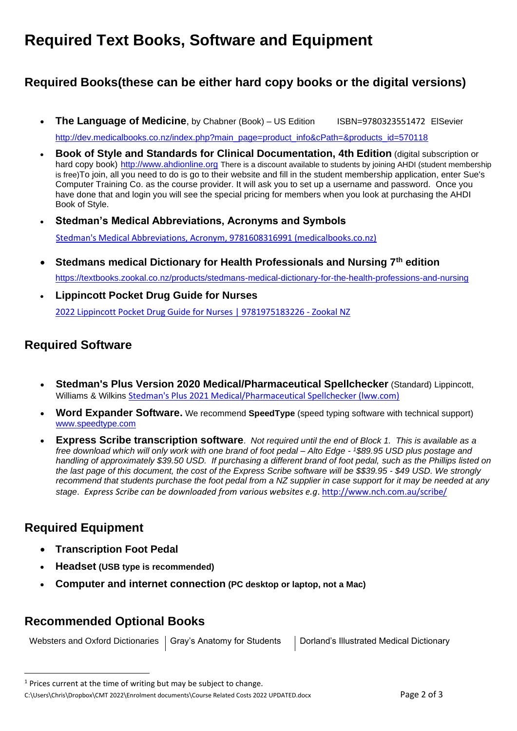# Required Text Books, Software and Equipment

## Required Books(these can be either hard copy books or the digital versions)

- **The Language of Medicine**, by Chabner (Book) – US Edition ISBN=9780323551472 ElSevier
  http://dev.medicalbooks.co.nz/index.php?main_page=product_info&cPath=&products_id=570118
- **Book of Style and Standards for Clinical Documentation, 4th Edition** (digital subscription or hard copy book) http://www.ahdionline.org There is a discount available to students by joining AHDI (student membership is free)To join, all you need to do is go to their website and fill in the student membership application, enter Sue's Computer Training Co. as the course provider. It will ask you to set up a username and password. Once you have done that and login you will see the special pricing for members when you look at purchasing the AHDI Book of Style.
- **Stedman's Medical Abbreviations, Acronyms and Symbols**
  Stedman's Medical Abbreviations, Acronym, 9781608316991 (medicalbooks.co.nz)
- **Stedmans medical Dictionary for Health Professionals and Nursing 7th edition**
  https://textbooks.zookal.co.nz/products/stedmans-medical-dictionary-for-the-health-professions-and-nursing
- **Lippincott Pocket Drug Guide for Nurses**
  2022 Lippincott Pocket Drug Guide for Nurses | 9781975183226 - Zookal NZ

## Required Software

- **Stedman's Plus Version 2020 Medical/Pharmaceutical Spellchecker** (Standard) Lippincott, Williams & Wilkins Stedman's Plus 2021 Medical/Pharmaceutical Spellchecker (lww.com)
- **Word Expander Software.** We recommend **SpeedType** (speed typing software with technical support) www.speedtype.com
- **Express Scribe transcription software**. *Not required until the end of Block 1. This is available as a free download which will only work with one brand of foot pedal – Alto Edge - [1]$89.95 USD plus postage and handling of approximately $39.50 USD. If purchasing a different brand of foot pedal, such as the Phillips listed on the last page of this document, the cost of the Express Scribe software will be $$39.95 - $49 USD. We strongly recommend that students purchase the foot pedal from a NZ supplier in case support for it may be needed at any stage. Express Scribe can be downloaded from various websites e.g.* http://www.nch.com.au/scribe/

## Required Equipment

- **Transcription Foot Pedal**
- **Headset (USB type is recommended)**
- **Computer and internet connection (PC desktop or laptop, not a Mac)**

## Recommended Optional Books

| Websters and Oxford Dictionaries | Gray's Anatomy for Students | Dorland's Illustrated Medical Dictionary |
|---|---|---|

[1] Prices current at the time of writing but may be subject to change.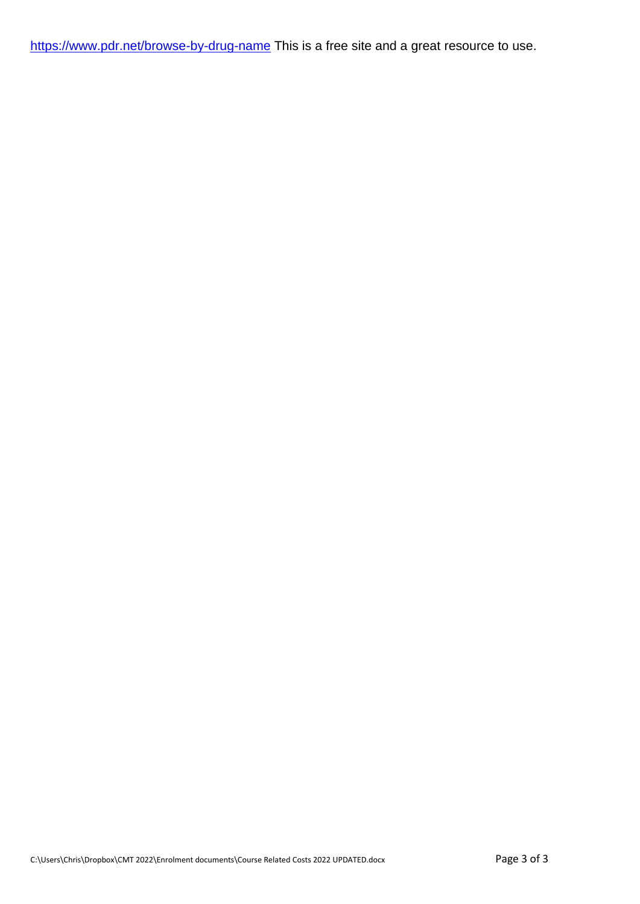[https://www.pdr.net/browse-by-drug-name](https://www.pdr.net/browse-by-drug-name) This is a free site and a great resource to use.